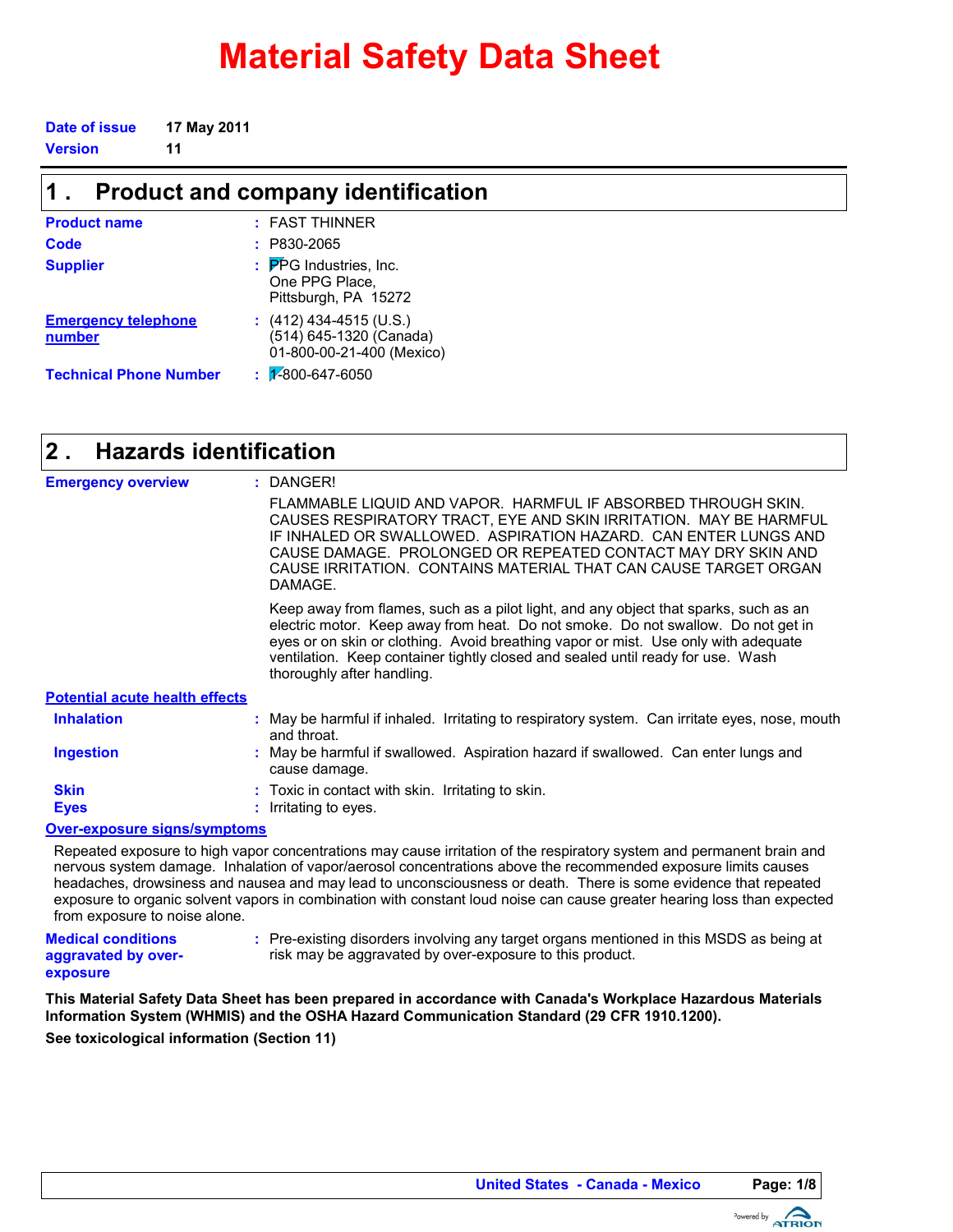# Material Safety Data Sheet

**Date of issue** 17 May 2011

**Version** 11

## 1 . Product and company identification

| | |
|---|---|
| **Product name** | : FAST THINNER |
| **Code** | : P830-2065 |
| **Supplier** | : PPG Industries, Inc.<br>One PPG Place,<br>Pittsburgh, PA 15272 |
| **Emergency telephone number** | : (412) 434-4515 (U.S.)<br>(514) 645-1320 (Canada)<br>01-800-00-21-400 (Mexico) |
| **Technical Phone Number** | : 1-800-647-6050 |

## 2 . Hazards identification

**Emergency overview** : DANGER!

FLAMMABLE LIQUID AND VAPOR. HARMFUL IF ABSORBED THROUGH SKIN. CAUSES RESPIRATORY TRACT, EYE AND SKIN IRRITATION. MAY BE HARMFUL IF INHALED OR SWALLOWED. ASPIRATION HAZARD. CAN ENTER LUNGS AND CAUSE DAMAGE. PROLONGED OR REPEATED CONTACT MAY DRY SKIN AND CAUSE IRRITATION. CONTAINS MATERIAL THAT CAN CAUSE TARGET ORGAN DAMAGE.

Keep away from flames, such as a pilot light, and any object that sparks, such as an electric motor. Keep away from heat. Do not smoke. Do not swallow. Do not get in eyes or on skin or clothing. Avoid breathing vapor or mist. Use only with adequate ventilation. Keep container tightly closed and sealed until ready for use. Wash thoroughly after handling.

**Potential acute health effects**

| | |
|---|---|
| **Inhalation** | : May be harmful if inhaled. Irritating to respiratory system. Can irritate eyes, nose, mouth and throat. |
| **Ingestion** | : May be harmful if swallowed. Aspiration hazard if swallowed. Can enter lungs and cause damage. |
| **Skin** | : Toxic in contact with skin. Irritating to skin. |
| **Eyes** | : Irritating to eyes. |

**Over-exposure signs/symptoms**

Repeated exposure to high vapor concentrations may cause irritation of the respiratory system and permanent brain and nervous system damage. Inhalation of vapor/aerosol concentrations above the recommended exposure limits causes headaches, drowsiness and nausea and may lead to unconsciousness or death. There is some evidence that repeated exposure to organic solvent vapors in combination with constant loud noise can cause greater hearing loss than expected from exposure to noise alone.

**Medical conditions aggravated by over-exposure** : Pre-existing disorders involving any target organs mentioned in this MSDS as being at risk may be aggravated by over-exposure to this product.

**This Material Safety Data Sheet has been prepared in accordance with Canada's Workplace Hazardous Materials Information System (WHMIS) and the OSHA Hazard Communication Standard (29 CFR 1910.1200).**

**See toxicological information (Section 11)**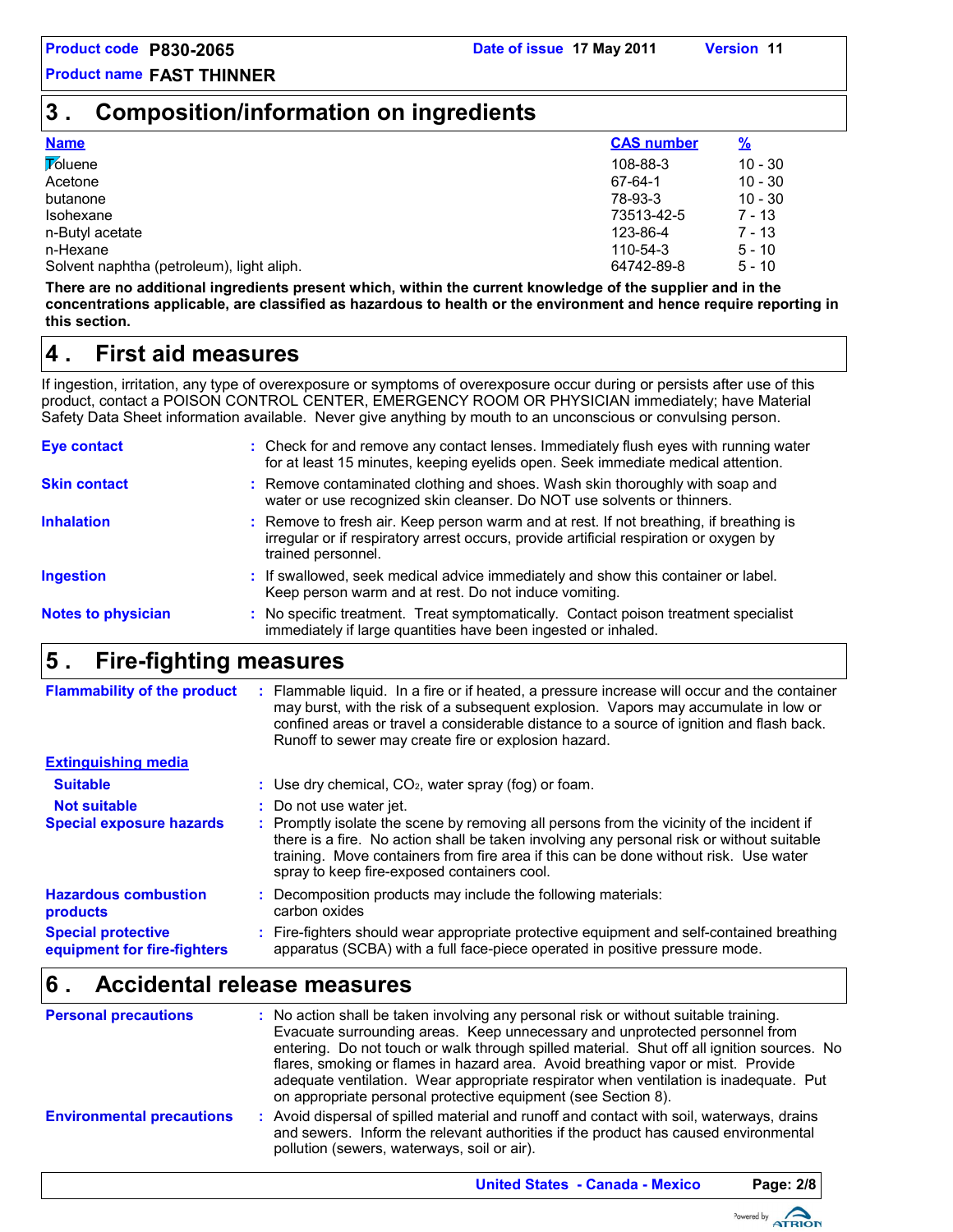## 3 . Composition/information on ingredients

| Name | CAS number | % |
|---|---|---|
| Toluene | 108-88-3 | 10 - 30 |
| Acetone | 67-64-1 | 10 - 30 |
| butanone | 78-93-3 | 10 - 30 |
| Isohexane | 73513-42-5 | 7 - 13 |
| n-Butyl acetate | 123-86-4 | 7 - 13 |
| n-Hexane | 110-54-3 | 5 - 10 |
| Solvent naphtha (petroleum), light aliph. | 64742-89-8 | 5 - 10 |

**There are no additional ingredients present which, within the current knowledge of the supplier and in the concentrations applicable, are classified as hazardous to health or the environment and hence require reporting in this section.**

## 4 . First aid measures

If ingestion, irritation, any type of overexposure or symptoms of overexposure occur during or persists after use of this product, contact a POISON CONTROL CENTER, EMERGENCY ROOM OR PHYSICIAN immediately; have Material Safety Data Sheet information available. Never give anything by mouth to an unconscious or convulsing person.

**Eye contact** : Check for and remove any contact lenses. Immediately flush eyes with running water for at least 15 minutes, keeping eyelids open. Seek immediate medical attention.

**Skin contact** : Remove contaminated clothing and shoes. Wash skin thoroughly with soap and water or use recognized skin cleanser. Do NOT use solvents or thinners.

**Inhalation** : Remove to fresh air. Keep person warm and at rest. If not breathing, if breathing is irregular or if respiratory arrest occurs, provide artificial respiration or oxygen by trained personnel.

**Ingestion** : If swallowed, seek medical advice immediately and show this container or label. Keep person warm and at rest. Do not induce vomiting.

**Notes to physician** : No specific treatment. Treat symptomatically. Contact poison treatment specialist immediately if large quantities have been ingested or inhaled.

## 5 . Fire-fighting measures

**Flammability of the product** : Flammable liquid. In a fire or if heated, a pressure increase will occur and the container may burst, with the risk of a subsequent explosion. Vapors may accumulate in low or confined areas or travel a considerable distance to a source of ignition and flash back. Runoff to sewer may create fire or explosion hazard.

**Extinguishing media**

**Suitable** : Use dry chemical, $CO_2$, water spray (fog) or foam.

**Not suitable** : Do not use water jet.

**Special exposure hazards** : Promptly isolate the scene by removing all persons from the vicinity of the incident if there is a fire. No action shall be taken involving any personal risk or without suitable training. Move containers from fire area if this can be done without risk. Use water spray to keep fire-exposed containers cool.

**Hazardous combustion products** : Decomposition products may include the following materials: carbon oxides

**Special protective equipment for fire-fighters** : Fire-fighters should wear appropriate protective equipment and self-contained breathing apparatus (SCBA) with a full face-piece operated in positive pressure mode.

## 6 . Accidental release measures

**Personal precautions** : No action shall be taken involving any personal risk or without suitable training. Evacuate surrounding areas. Keep unnecessary and unprotected personnel from entering. Do not touch or walk through spilled material. Shut off all ignition sources. No flares, smoking or flames in hazard area. Avoid breathing vapor or mist. Provide adequate ventilation. Wear appropriate respirator when ventilation is inadequate. Put on appropriate personal protective equipment (see Section 8).

**Environmental precautions** : Avoid dispersal of spilled material and runoff and contact with soil, waterways, drains and sewers. Inform the relevant authorities if the product has caused environmental pollution (sewers, waterways, soil or air).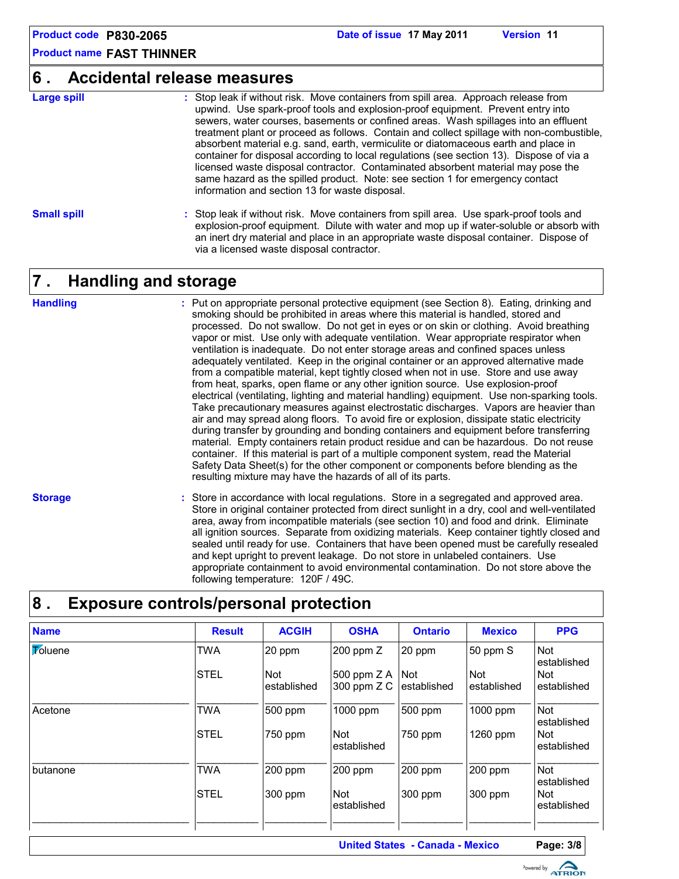## 6 . Accidental release measures

**Large spill** : Stop leak if without risk. Move containers from spill area. Approach release from upwind. Use spark-proof tools and explosion-proof equipment. Prevent entry into sewers, water courses, basements or confined areas. Wash spillages into an effluent treatment plant or proceed as follows. Contain and collect spillage with non-combustible, absorbent material e.g. sand, earth, vermiculite or diatomaceous earth and place in container for disposal according to local regulations (see section 13). Dispose of via a licensed waste disposal contractor. Contaminated absorbent material may pose the same hazard as the spilled product. Note: see section 1 for emergency contact information and section 13 for waste disposal.

**Small spill** : Stop leak if without risk. Move containers from spill area. Use spark-proof tools and explosion-proof equipment. Dilute with water and mop up if water-soluble or absorb with an inert dry material and place in an appropriate waste disposal container. Dispose of via a licensed waste disposal contractor.

## 7 . Handling and storage

**Handling** : Put on appropriate personal protective equipment (see Section 8). Eating, drinking and smoking should be prohibited in areas where this material is handled, stored and processed. Do not swallow. Do not get in eyes or on skin or clothing. Avoid breathing vapor or mist. Use only with adequate ventilation. Wear appropriate respirator when ventilation is inadequate. Do not enter storage areas and confined spaces unless adequately ventilated. Keep in the original container or an approved alternative made from a compatible material, kept tightly closed when not in use. Store and use away from heat, sparks, open flame or any other ignition source. Use explosion-proof electrical (ventilating, lighting and material handling) equipment. Use non-sparking tools. Take precautionary measures against electrostatic discharges. Vapors are heavier than air and may spread along floors. To avoid fire or explosion, dissipate static electricity during transfer by grounding and bonding containers and equipment before transferring material. Empty containers retain product residue and can be hazardous. Do not reuse container. If this material is part of a multiple component system, read the Material Safety Data Sheet(s) for the other component or components before blending as the resulting mixture may have the hazards of all of its parts.

**Storage** : Store in accordance with local regulations. Store in a segregated and approved area. Store in original container protected from direct sunlight in a dry, cool and well-ventilated area, away from incompatible materials (see section 10) and food and drink. Eliminate all ignition sources. Separate from oxidizing materials. Keep container tightly closed and sealed until ready for use. Containers that have been opened must be carefully resealed and kept upright to prevent leakage. Do not store in unlabeled containers. Use appropriate containment to avoid environmental contamination. Do not store above the following temperature: 120F / 49C.

## 8 . Exposure controls/personal protection

| Name | Result | ACGIH | OSHA | Ontario | Mexico | PPG |
|---|---|---|---|---|---|---|
| Toluene | TWA | 20 ppm | 200 ppm Z | 20 ppm | 50 ppm S | Not established |
| | STEL | Not established | 500 ppm Z A<br>300 ppm Z C | Not established | Not established | Not established |
| Acetone | TWA | 500 ppm | 1000 ppm | 500 ppm | 1000 ppm | Not established |
| | STEL | 750 ppm | Not established | 750 ppm | 1260 ppm | Not established |
| butanone | TWA | 200 ppm | 200 ppm | 200 ppm | 200 ppm | Not established |
| | STEL | 300 ppm | Not established | 300 ppm | 300 ppm | Not established |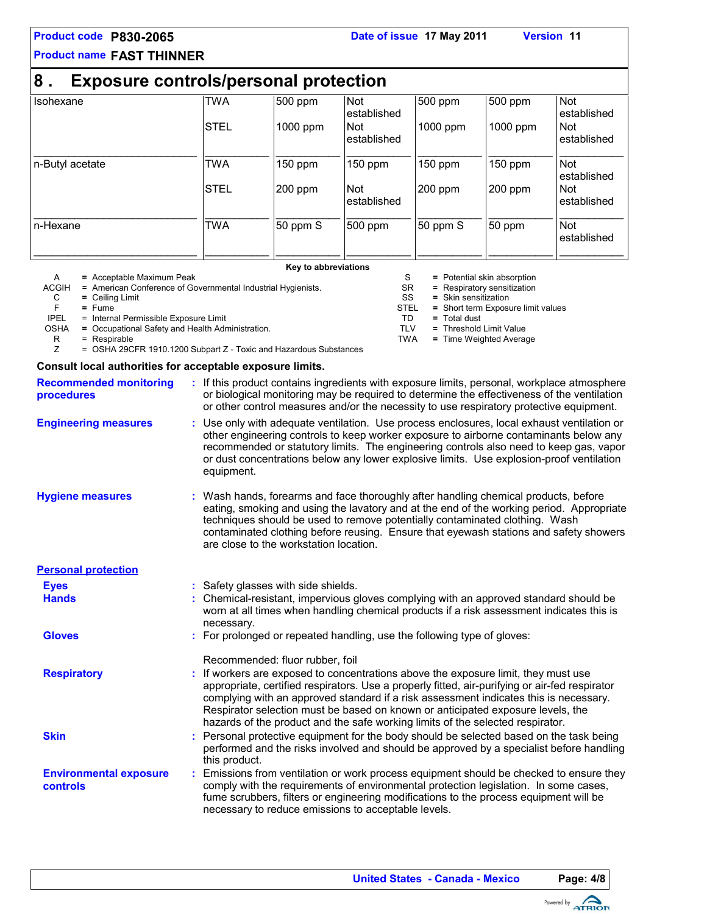## 8 . Exposure controls/personal protection

| | | | | | | |
|---|---|---|---|---|---|---|
| Isohexane | TWA | 500 ppm | Not established | 500 ppm | 500 ppm | Not established |
| | STEL | 1000 ppm | Not established | 1000 ppm | 1000 ppm | Not established |
| n-Butyl acetate | TWA | 150 ppm | 150 ppm | 150 ppm | 150 ppm | Not established |
| | STEL | 200 ppm | Not established | 200 ppm | 200 ppm | Not established |
| n-Hexane | TWA | 50 ppm S | 500 ppm | 50 ppm S | 50 ppm | Not established |

**Key to abbreviations**

| | | | |
|---|---|---|---|
| A | = Acceptable Maximum Peak | S | = Potential skin absorption |
| ACGIH | = American Conference of Governmental Industrial Hygienists. | SR | = Respiratory sensitization |
| C | = Ceiling Limit | SS | = Skin sensitization |
| F | = Fume | STEL | = Short term Exposure limit values |
| IPEL | = Internal Permissible Exposure Limit | TD | = Total dust |
| OSHA | = Occupational Safety and Health Administration. | TLV | = Threshold Limit Value |
| R | = Respirable | TWA | = Time Weighted Average |
| Z | = OSHA 29CFR 1910.1200 Subpart Z - Toxic and Hazardous Substances | | |

**Consult local authorities for acceptable exposure limits.**

**Recommended monitoring procedures** : If this product contains ingredients with exposure limits, personal, workplace atmosphere or biological monitoring may be required to determine the effectiveness of the ventilation or other control measures and/or the necessity to use respiratory protective equipment.

**Engineering measures** : Use only with adequate ventilation. Use process enclosures, local exhaust ventilation or other engineering controls to keep worker exposure to airborne contaminants below any recommended or statutory limits. The engineering controls also need to keep gas, vapor or dust concentrations below any lower explosive limits. Use explosion-proof ventilation equipment.

**Hygiene measures** : Wash hands, forearms and face thoroughly after handling chemical products, before eating, smoking and using the lavatory and at the end of the working period. Appropriate techniques should be used to remove potentially contaminated clothing. Wash contaminated clothing before reusing. Ensure that eyewash stations and safety showers are close to the workstation location.

**Personal protection**

**Eyes** : Safety glasses with side shields.

**Hands** : Chemical-resistant, impervious gloves complying with an approved standard should be worn at all times when handling chemical products if a risk assessment indicates this is necessary.

**Gloves** : For prolonged or repeated handling, use the following type of gloves:

Recommended: fluor rubber, foil

**Respiratory** : If workers are exposed to concentrations above the exposure limit, they must use appropriate, certified respirators. Use a properly fitted, air-purifying or air-fed respirator complying with an approved standard if a risk assessment indicates this is necessary. Respirator selection must be based on known or anticipated exposure levels, the hazards of the product and the safe working limits of the selected respirator.

**Skin** : Personal protective equipment for the body should be selected based on the task being performed and the risks involved and should be approved by a specialist before handling this product.

**Environmental exposure controls** : Emissions from ventilation or work process equipment should be checked to ensure they comply with the requirements of environmental protection legislation. In some cases, fume scrubbers, filters or engineering modifications to the process equipment will be necessary to reduce emissions to acceptable levels.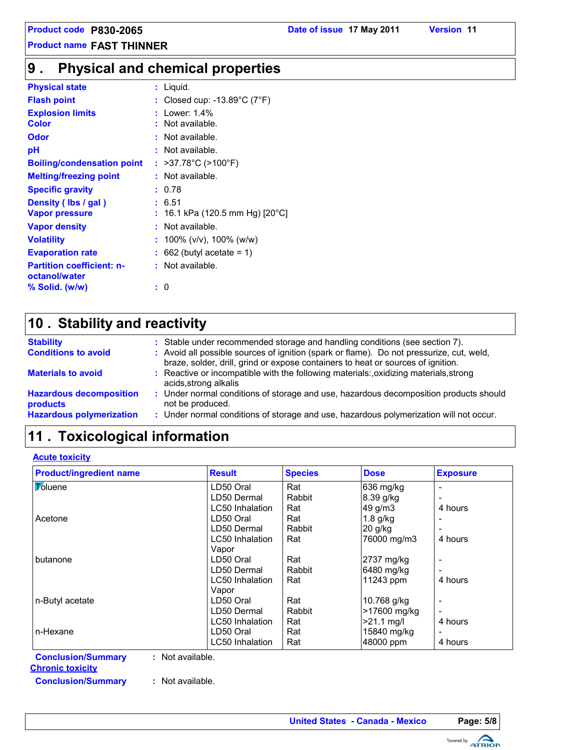## 9 . Physical and chemical properties

**Physical state** : Liquid.

**Flash point** : Closed cup: -13.89°C (7°F)

**Explosion limits** : Lower: 1.4%

**Color** : Not available.

**Odor** : Not available.

**pH** : Not available.

**Boiling/condensation point** : >37.78°C (>100°F)

**Melting/freezing point** : Not available.

**Specific gravity** : 0.78

**Density ( lbs / gal )** : 6.51

**Vapor pressure** : 16.1 kPa (120.5 mm Hg) [20°C]

**Vapor density** : Not available.

**Volatility** : 100% (v/v), 100% (w/w)

**Evaporation rate** : 662 (butyl acetate = 1)

**Partition coefficient: n-octanol/water** : Not available.

**% Solid. (w/w)** : 0

## 10 . Stability and reactivity

**Stability** : Stable under recommended storage and handling conditions (see section 7).

**Conditions to avoid** : Avoid all possible sources of ignition (spark or flame). Do not pressurize, cut, weld, braze, solder, drill, grind or expose containers to heat or sources of ignition.

**Materials to avoid** : Reactive or incompatible with the following materials:,oxidizing materials,strong acids,strong alkalis

**Hazardous decomposition products** : Under normal conditions of storage and use, hazardous decomposition products should not be produced.

**Hazardous polymerization** : Under normal conditions of storage and use, hazardous polymerization will not occur.

## 11 . Toxicological information

**Acute toxicity**

| Product/ingredient name | Result | Species | Dose | Exposure |
|---|---|---|---|---|
| Toluene | LD50 Oral | Rat | 636 mg/kg | - |
| | LD50 Dermal | Rabbit | 8.39 g/kg | - |
| | LC50 Inhalation | Rat | 49 g/m3 | 4 hours |
| Acetone | LD50 Oral | Rat | 1.8 g/kg | - |
| | LD50 Dermal | Rabbit | 20 g/kg | - |
| | LC50 Inhalation Vapor | Rat | 76000 mg/m3 | 4 hours |
| butanone | LD50 Oral | Rat | 2737 mg/kg | - |
| | LD50 Dermal | Rabbit | 6480 mg/kg | - |
| | LC50 Inhalation Vapor | Rat | 11243 ppm | 4 hours |
| n-Butyl acetate | LD50 Oral | Rat | 10.768 g/kg | - |
| | LD50 Dermal | Rabbit | >17600 mg/kg | - |
| | LC50 Inhalation | Rat | >21.1 mg/l | 4 hours |
| n-Hexane | LD50 Oral | Rat | 15840 mg/kg | - |
| | LC50 Inhalation | Rat | 48000 ppm | 4 hours |

**Conclusion/Summary** : Not available.

**Chronic toxicity**

**Conclusion/Summary** : Not available.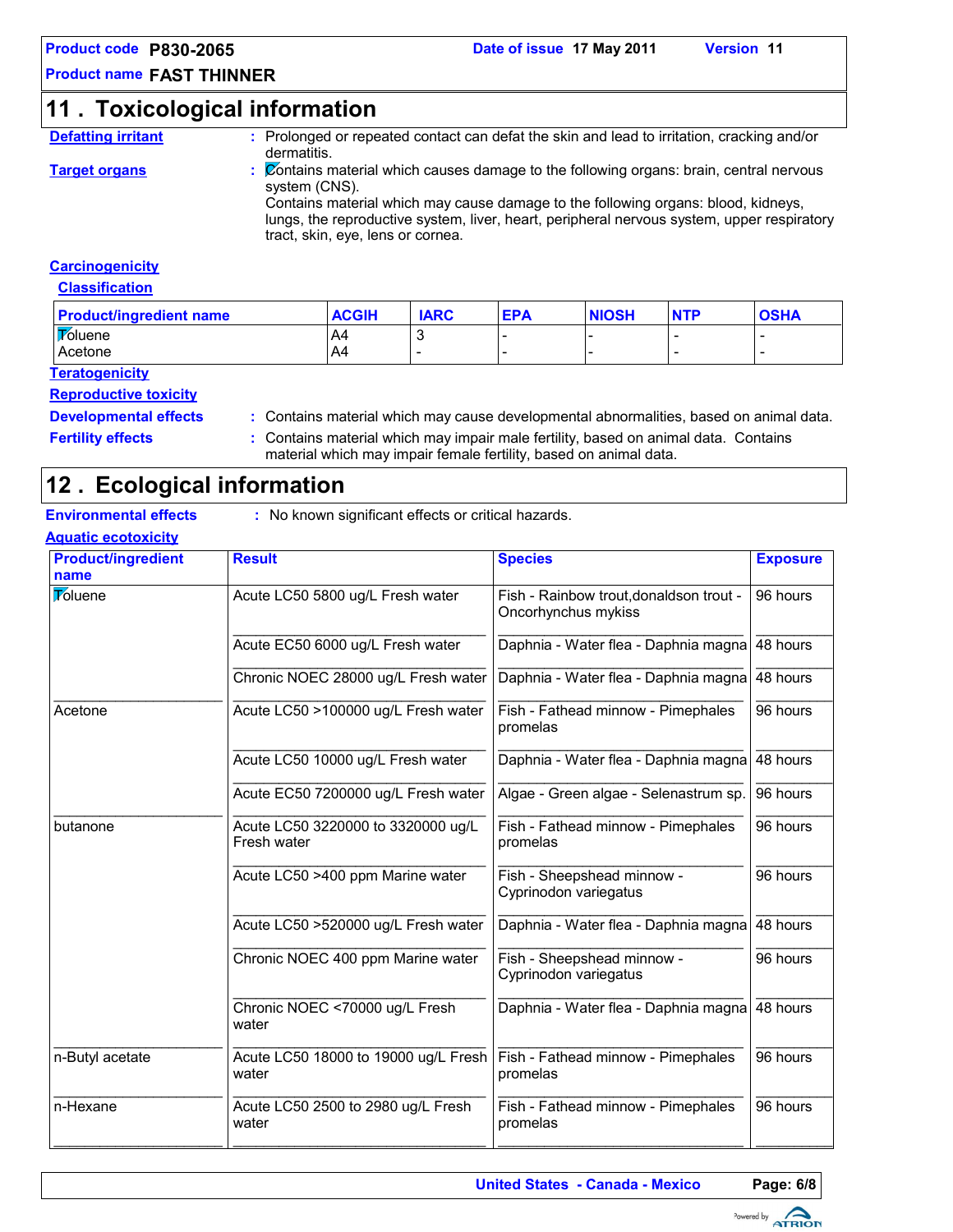## 11 . Toxicological information

**Defatting irritant** : Prolonged or repeated contact can defat the skin and lead to irritation, cracking and/or dermatitis.

**Target organs** : Contains material which causes damage to the following organs: brain, central nervous system (CNS).
Contains material which may cause damage to the following organs: blood, kidneys, lungs, the reproductive system, liver, heart, peripheral nervous system, upper respiratory tract, skin, eye, lens or cornea.

**Carcinogenicity**

**Classification**

| Product/ingredient name | ACGIH | IARC | EPA | NIOSH | NTP | OSHA |
|---|---|---|---|---|---|---|
| Toluene | A4 | 3 | - | - | - | - |
| Acetone | A4 | - | - | - | - | - |

**Teratogenicity**

**Reproductive toxicity**

**Developmental effects** : Contains material which may cause developmental abnormalities, based on animal data.

**Fertility effects** : Contains material which may impair male fertility, based on animal data. Contains material which may impair female fertility, based on animal data.

## 12 . Ecological information

**Environmental effects** : No known significant effects or critical hazards.

**Aquatic ecotoxicity**

| Product/ingredient name | Result | Species | Exposure |
|---|---|---|---|
| Toluene | Acute LC50 5800 ug/L Fresh water | Fish - Rainbow trout,donaldson trout - Oncorhynchus mykiss | 96 hours |
| | Acute EC50 6000 ug/L Fresh water | Daphnia - Water flea - Daphnia magna | 48 hours |
| | Chronic NOEC 28000 ug/L Fresh water | Daphnia - Water flea - Daphnia magna | 48 hours |
| Acetone | Acute LC50 >100000 ug/L Fresh water | Fish - Fathead minnow - Pimephales promelas | 96 hours |
| | Acute LC50 10000 ug/L Fresh water | Daphnia - Water flea - Daphnia magna | 48 hours |
| | Acute EC50 7200000 ug/L Fresh water | Algae - Green algae - Selenastrum sp. | 96 hours |
| butanone | Acute LC50 3220000 to 3320000 ug/L Fresh water | Fish - Fathead minnow - Pimephales promelas | 96 hours |
| | Acute LC50 >400 ppm Marine water | Fish - Sheepshead minnow - Cyprinodon variegatus | 96 hours |
| | Acute LC50 >520000 ug/L Fresh water | Daphnia - Water flea - Daphnia magna | 48 hours |
| | Chronic NOEC 400 ppm Marine water | Fish - Sheepshead minnow - Cyprinodon variegatus | 96 hours |
| | Chronic NOEC <70000 ug/L Fresh water | Daphnia - Water flea - Daphnia magna | 48 hours |
| n-Butyl acetate | Acute LC50 18000 to 19000 ug/L Fresh water | Fish - Fathead minnow - Pimephales promelas | 96 hours |
| n-Hexane | Acute LC50 2500 to 2980 ug/L Fresh water | Fish - Fathead minnow - Pimephales promelas | 96 hours |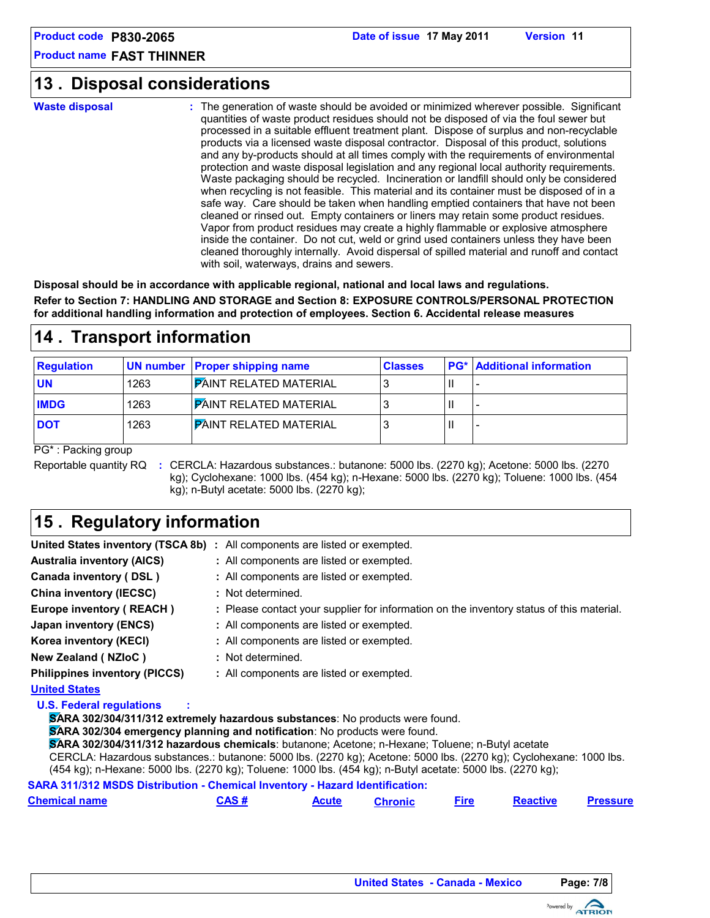Product code P830-2065 Date of issue 17 May 2011 Version 11
Product name FAST THINNER

## 13 . Disposal considerations

**Waste disposal** : The generation of waste should be avoided or minimized wherever possible. Significant quantities of waste product residues should not be disposed of via the foul sewer but processed in a suitable effluent treatment plant. Dispose of surplus and non-recyclable products via a licensed waste disposal contractor. Disposal of this product, solutions and any by-products should at all times comply with the requirements of environmental protection and waste disposal legislation and any regional local authority requirements. Waste packaging should be recycled. Incineration or landfill should only be considered when recycling is not feasible. This material and its container must be disposed of in a safe way. Care should be taken when handling emptied containers that have not been cleaned or rinsed out. Empty containers or liners may retain some product residues. Vapor from product residues may create a highly flammable or explosive atmosphere inside the container. Do not cut, weld or grind used containers unless they have been cleaned thoroughly internally. Avoid dispersal of spilled material and runoff and contact with soil, waterways, drains and sewers.

**Disposal should be in accordance with applicable regional, national and local laws and regulations.**

**Refer to Section 7: HANDLING AND STORAGE and Section 8: EXPOSURE CONTROLS/PERSONAL PROTECTION for additional handling information and protection of employees. Section 6. Accidental release measures**

## 14 . Transport information

| Regulation | UN number | Proper shipping name | Classes | PG* | Additional information |
|---|---|---|---|---|---|
| UN | 1263 | PAINT RELATED MATERIAL | 3 | II | - |
| IMDG | 1263 | PAINT RELATED MATERIAL | 3 | II | - |
| DOT | 1263 | PAINT RELATED MATERIAL | 3 | II | - |

PG* : Packing group

Reportable quantity RQ : CERCLA: Hazardous substances.: butanone: 5000 lbs. (2270 kg); Acetone: 5000 lbs. (2270 kg); Cyclohexane: 1000 lbs. (454 kg); n-Hexane: 5000 lbs. (2270 kg); Toluene: 1000 lbs. (454 kg); n-Butyl acetate: 5000 lbs. (2270 kg);

## 15 . Regulatory information

**United States inventory (TSCA 8b)** : All components are listed or exempted.
**Australia inventory (AICS)** : All components are listed or exempted.
**Canada inventory ( DSL )** : All components are listed or exempted.
**China inventory (IECSC)** : Not determined.
**Europe inventory ( REACH )** : Please contact your supplier for information on the inventory status of this material.
**Japan inventory (ENCS)** : All components are listed or exempted.
**Korea inventory (KECI)** : All components are listed or exempted.
**New Zealand ( NZIoC )** : Not determined.
**Philippines inventory (PICCS)** : All components are listed or exempted.

**United States**

**U.S. Federal regulations** :

**SARA 302/304/311/312 extremely hazardous substances**: No products were found.
**SARA 302/304 emergency planning and notification**: No products were found.
**SARA 302/304/311/312 hazardous chemicals**: butanone; Acetone; n-Hexane; Toluene; n-Butyl acetate
CERCLA: Hazardous substances.: butanone: 5000 lbs. (2270 kg); Acetone: 5000 lbs. (2270 kg); Cyclohexane: 1000 lbs. (454 kg); n-Hexane: 5000 lbs. (2270 kg); Toluene: 1000 lbs. (454 kg); n-Butyl acetate: 5000 lbs. (2270 kg);

**SARA 311/312 MSDS Distribution - Chemical Inventory - Hazard Identification:**

| Chemical name | CAS # | Acute | Chronic | Fire | Reactive | Pressure |
|---|---|---|---|---|---|---|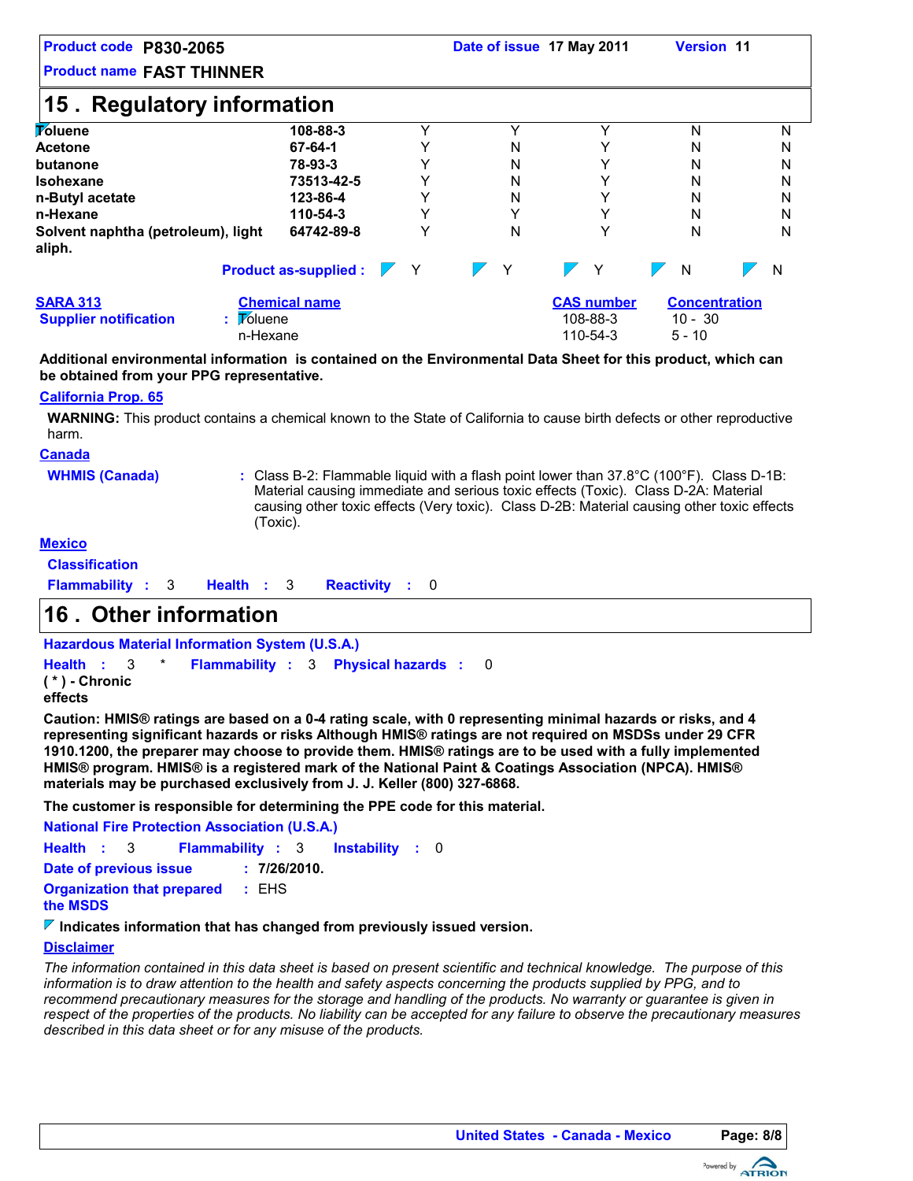**Product code** P830-2065 **Date of issue** 17 May 2011 **Version** 11

**Product name** FAST THINNER

## 15 . Regulatory information

| | | | | | | |
|---|---|---|---|---|---|---|
| Toluene | 108-88-3 | Y | Y | Y | N | N |
| Acetone | 67-64-1 | Y | N | Y | N | N |
| butanone | 78-93-3 | Y | N | Y | N | N |
| Isohexane | 73513-42-5 | Y | N | Y | N | N |
| n-Butyl acetate | 123-86-4 | Y | N | Y | N | N |
| n-Hexane | 110-54-3 | Y | Y | Y | N | N |
| Solvent naphtha (petroleum), light aliph. | 64742-89-8 | Y | N | Y | N | N |
| | **Product as-supplied :** | Y | Y | Y | N | N |

**SARA 313**

| | Chemical name | CAS number | Concentration |
|---|---|---|---|
| **Supplier notification** : | Toluene | 108-88-3 | 10 - 30 |
| | n-Hexane | 110-54-3 | 5 - 10 |

**Additional environmental information is contained on the Environmental Data Sheet for this product, which can be obtained from your PPG representative.**

**California Prop. 65**

**WARNING:** This product contains a chemical known to the State of California to cause birth defects or other reproductive harm.

**Canada**

**WHMIS (Canada)** : Class B-2: Flammable liquid with a flash point lower than 37.8°C (100°F). Class D-1B: Material causing immediate and serious toxic effects (Toxic). Class D-2A: Material causing other toxic effects (Very toxic). Class D-2B: Material causing other toxic effects (Toxic).

**Mexico**

**Classification**

**Flammability** : 3 **Health** : 3 **Reactivity** : 0

## 16 . Other information

**Hazardous Material Information System (U.S.A.)**

**Health** : 3 * **Flammability** : 3 **Physical hazards** : 0

**( * ) - Chronic effects**

**Caution: HMIS® ratings are based on a 0-4 rating scale, with 0 representing minimal hazards or risks, and 4 representing significant hazards or risks Although HMIS® ratings are not required on MSDSs under 29 CFR 1910.1200, the preparer may choose to provide them. HMIS® ratings are to be used with a fully implemented HMIS® program. HMIS® is a registered mark of the National Paint & Coatings Association (NPCA). HMIS® materials may be purchased exclusively from J. J. Keller (800) 327-6868.**

**The customer is responsible for determining the PPE code for this material.**

**National Fire Protection Association (U.S.A.)**

**Health** : 3 **Flammability** : 3 **Instability** : 0

**Date of previous issue** : **7/26/2010.**

**Organization that prepared the MSDS** : EHS

**Indicates information that has changed from previously issued version.**

**Disclaimer**

*The information contained in this data sheet is based on present scientific and technical knowledge. The purpose of this information is to draw attention to the health and safety aspects concerning the products supplied by PPG, and to recommend precautionary measures for the storage and handling of the products. No warranty or guarantee is given in respect of the properties of the products. No liability can be accepted for any failure to observe the precautionary measures described in this data sheet or for any misuse of the products.*